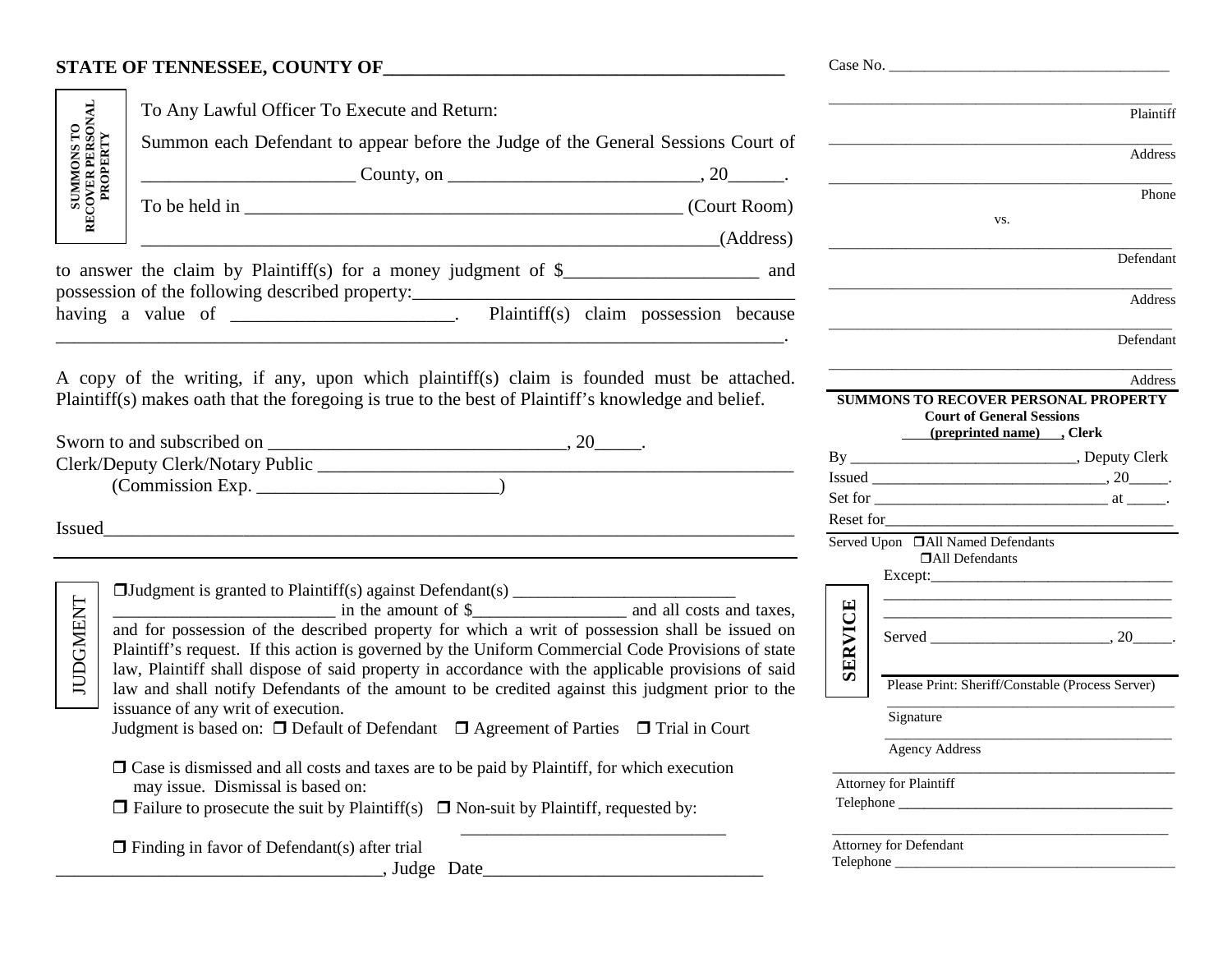**STATE OF TENNESSEE, COUNTY OF\_\_\_\_\_\_\_\_\_\_\_\_\_\_\_\_\_\_\_\_\_\_\_\_\_\_\_\_\_\_\_\_\_\_\_\_\_\_\_\_\_\_**

**SUMMONS TO RECOVER PERSONAL PROPERTY**

To Any Lawful Officer To Execute and Return:

Summon each Defendant to appear before the Judge of the General Sessions Court of \_\_\_\_\_\_\_\_\_\_\_\_\_\_\_\_\_\_\_\_\_\_\_ County, on \_\_\_\_\_\_\_\_\_\_\_\_\_\_\_\_\_\_\_\_\_\_\_\_\_\_\_, 20\_\_\_\_\_\_.

To be held in \_\_\_\_\_\_\_\_\_\_\_\_\_\_\_\_\_\_\_\_\_\_\_\_\_\_\_\_\_\_\_\_\_\_\_\_\_\_\_\_\_\_\_\_\_\_\_ (Court Room)

\_\_\_\_\_\_\_\_\_\_\_\_\_\_\_\_\_\_\_\_\_\_\_\_\_\_\_\_\_\_\_\_\_\_\_\_\_\_\_\_\_\_\_\_\_\_\_\_\_\_\_\_\_\_\_\_\_\_\_\_\_\_\_(Address)

to answer the claim by Plaintiff(s) for a money judgment of $\_\_\_\_\_\_\_\_\_\_\_\_\_\_\_\_\_\_\_\_\_ and possession of the following described property:\_\_\_\_\_\_\_\_\_\_\_\_\_\_\_\_\_\_\_\_\_\_\_\_\_\_\_\_\_\_\_\_\_\_\_\_\_\_\_\_ having a value of \_\_\_\_\_\_\_\_\_\_\_\_\_\_\_\_\_\_\_\_\_\_\_. Plaintiff(s) claim possession because \_\_\_\_\_\_\_\_\_\_\_\_\_\_\_\_\_\_\_\_\_\_\_\_\_\_\_\_\_\_\_\_\_\_\_\_\_\_\_\_\_\_\_\_\_\_\_\_\_\_\_\_\_\_\_\_\_\_\_\_\_\_\_\_\_\_\_\_\_\_\_\_\_\_\_\_\_\_\_\_\_.

A copy of the writing, if any, upon which plaintiff(s) claim is founded must be attached. Plaintiff(s) makes oath that the foregoing is true to the best of Plaintiff's knowledge and belief.

Sworn to and subscribed on \_\_\_\_\_\_\_\_\_\_\_\_\_\_\_\_\_\_\_\_\_\_\_\_\_\_\_\_\_\_\_\_, 20\_\_\_\_\_.
Clerk/Deputy Clerk/Notary Public \_\_\_\_\_\_\_\_\_\_\_\_\_\_\_\_\_\_\_\_\_\_\_\_\_\_\_\_\_\_\_\_\_\_\_\_\_\_\_\_\_\_\_\_\_\_\_\_\_\_\_\_
(Commission Exp. \_\_\_\_\_\_\_\_\_\_\_\_\_\_\_\_\_\_\_\_\_\_\_\_\_\_)

Issued\_\_\_\_\_\_\_\_\_\_\_\_\_\_\_\_\_\_\_\_\_\_\_\_\_\_\_\_\_\_\_\_\_\_\_\_\_\_\_\_\_\_\_\_\_\_\_\_\_\_\_\_\_\_\_\_\_\_\_\_\_\_\_\_\_\_\_\_\_\_\_\_\_\_\_\_\_\_

---

**JUDGMENT**

❒ Judgment is granted to Plaintiff(s) against Defendant(s) \_\_\_\_\_\_\_\_\_\_\_\_\_\_\_\_\_\_\_\_\_\_\_\_\_\_ \_\_\_\_\_\_\_\_\_\_\_\_\_\_\_\_\_\_\_\_\_\_\_\_\_\_ in the amount of $\_\_\_\_\_\_\_\_\_\_\_\_\_\_\_\_\_\_ and all costs and taxes, and for possession of the described property for which a writ of possession shall be issued on Plaintiff's request. If this action is governed by the Uniform Commercial Code Provisions of state law, Plaintiff shall dispose of said property in accordance with the applicable provisions of said law and shall notify Defendants of the amount to be credited against this judgment prior to the issuance of any writ of execution.

Judgment is based on: ❒ Default of Defendant ❒ Agreement of Parties ❒ Trial in Court

❒ Case is dismissed and all costs and taxes are to be paid by Plaintiff, for which execution may issue. Dismissal is based on:

❒ Failure to prosecute the suit by Plaintiff(s) ❒ Non-suit by Plaintiff, requested by: \_\_\_\_\_\_\_\_\_\_\_\_\_\_\_\_\_\_\_\_\_\_\_\_\_\_\_\_\_\_\_\_

❒ Finding in favor of Defendant(s) after trial

\_\_\_\_\_\_\_\_\_\_\_\_\_\_\_\_\_\_\_\_\_\_\_\_\_\_\_\_\_\_\_\_\_\_\_\_, Judge Date\_\_\_\_\_\_\_\_\_\_\_\_\_\_\_\_\_\_\_\_\_\_\_\_\_\_\_\_\_\_\_

---

Case No. \_\_\_\_\_\_\_\_\_\_\_\_\_\_\_\_\_\_\_\_\_\_\_\_\_\_\_\_\_\_\_\_\_\_\_\_

\_\_\_\_\_\_\_\_\_\_\_\_\_\_\_\_\_\_\_\_\_\_\_\_\_\_\_\_\_\_\_\_\_\_\_\_\_\_\_\_\_\_\_ Plaintiff

\_\_\_\_\_\_\_\_\_\_\_\_\_\_\_\_\_\_\_\_\_\_\_\_\_\_\_\_\_\_\_\_\_\_\_\_\_\_\_\_\_\_\_ Address

\_\_\_\_\_\_\_\_\_\_\_\_\_\_\_\_\_\_\_\_\_\_\_\_\_\_\_\_\_\_\_\_\_\_\_\_\_\_\_\_\_\_\_ Phone

vs.

\_\_\_\_\_\_\_\_\_\_\_\_\_\_\_\_\_\_\_\_\_\_\_\_\_\_\_\_\_\_\_\_\_\_\_\_\_\_\_\_\_\_\_ Defendant

\_\_\_\_\_\_\_\_\_\_\_\_\_\_\_\_\_\_\_\_\_\_\_\_\_\_\_\_\_\_\_\_\_\_\_\_\_\_\_\_\_\_\_ Address

\_\_\_\_\_\_\_\_\_\_\_\_\_\_\_\_\_\_\_\_\_\_\_\_\_\_\_\_\_\_\_\_\_\_\_\_\_\_\_\_\_\_\_ Defendant

\_\_\_\_\_\_\_\_\_\_\_\_\_\_\_\_\_\_\_\_\_\_\_\_\_\_\_\_\_\_\_\_\_\_\_\_\_\_\_\_\_\_\_ Address

**SUMMONS TO RECOVER PERSONAL PROPERTY**
**Court of General Sessions**
**(preprinted name) , Clerk**

By \_\_\_\_\_\_\_\_\_\_\_\_\_\_\_\_\_\_\_\_\_\_\_\_\_\_\_\_\_, Deputy Clerk
Issued \_\_\_\_\_\_\_\_\_\_\_\_\_\_\_\_\_\_\_\_\_\_\_\_\_\_\_\_\_\_, 20\_\_\_\_\_.
Set for \_\_\_\_\_\_\_\_\_\_\_\_\_\_\_\_\_\_\_\_\_\_\_\_\_\_\_\_\_\_ at \_\_\_\_\_.
Reset for\_\_\_\_\_\_\_\_\_\_\_\_\_\_\_\_\_\_\_\_\_\_\_\_\_\_\_\_\_\_\_\_\_\_\_\_\_

**SERVICE**

Served Upon ❒ All Named Defendants
❒ All Defendants
Except:\_\_\_\_\_\_\_\_\_\_\_\_\_\_\_\_\_\_\_\_\_\_\_\_\_\_\_\_\_\_\_\_
\_\_\_\_\_\_\_\_\_\_\_\_\_\_\_\_\_\_\_\_\_\_\_\_\_\_\_\_\_\_\_\_\_\_\_\_\_\_
\_\_\_\_\_\_\_\_\_\_\_\_\_\_\_\_\_\_\_\_\_\_\_\_\_\_\_\_\_\_\_\_\_\_\_\_\_\_

Served \_\_\_\_\_\_\_\_\_\_\_\_\_\_\_\_\_\_\_\_\_\_\_, 20\_\_\_\_\_.

Please Print: Sheriff/Constable (Process Server)

\_\_\_\_\_\_\_\_\_\_\_\_\_\_\_\_\_\_\_\_\_\_\_\_\_\_\_\_\_\_\_\_\_\_\_\_\_\_\_\_
Signature

\_\_\_\_\_\_\_\_\_\_\_\_\_\_\_\_\_\_\_\_\_\_\_\_\_\_\_\_\_\_\_\_\_\_\_\_\_\_\_\_
Agency Address

\_\_\_\_\_\_\_\_\_\_\_\_\_\_\_\_\_\_\_\_\_\_\_\_\_\_\_\_\_\_\_\_\_\_\_\_\_\_\_\_\_\_\_\_\_
Attorney for Plaintiff
Telephone \_\_\_\_\_\_\_\_\_\_\_\_\_\_\_\_\_\_\_\_\_\_\_\_\_\_\_\_\_\_\_\_\_\_\_\_

\_\_\_\_\_\_\_\_\_\_\_\_\_\_\_\_\_\_\_\_\_\_\_\_\_\_\_\_\_\_\_\_\_\_\_\_\_\_\_\_\_\_\_\_\_
Attorney for Defendant
Telephone \_\_\_\_\_\_\_\_\_\_\_\_\_\_\_\_\_\_\_\_\_\_\_\_\_\_\_\_\_\_\_\_\_\_\_\_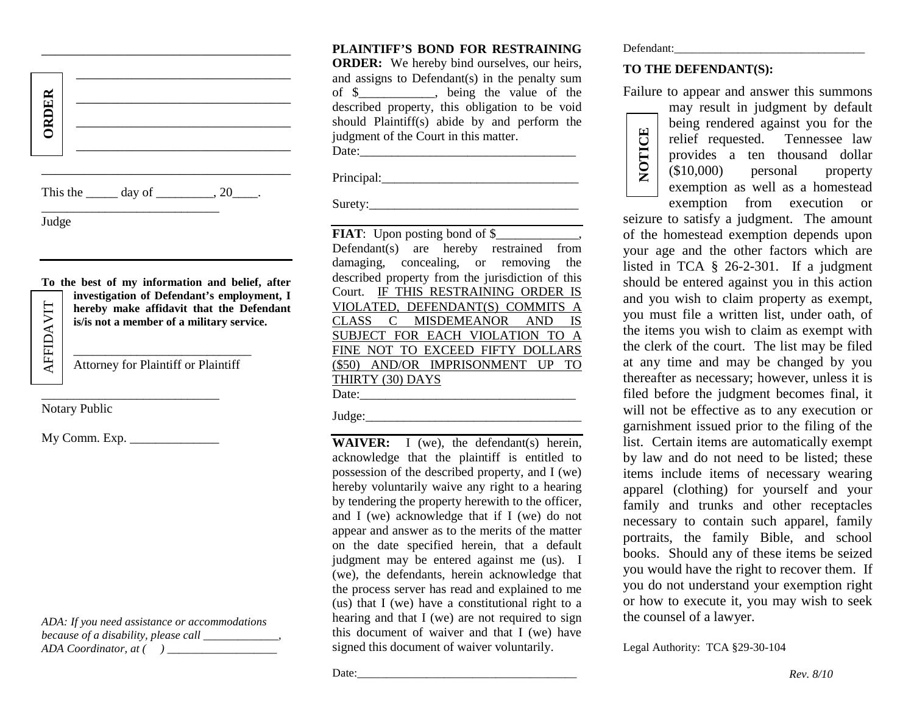**ORDER**

\_\_\_\_\_\_\_\_\_\_\_\_\_\_\_\_\_\_\_\_\_\_\_\_\_\_\_\_\_\_\_\_\_\_\_\_\_\_

\_\_\_\_\_\_\_\_\_\_\_\_\_\_\_\_\_\_\_\_\_\_\_\_\_\_\_\_\_\_\_\_\_\_\_\_\_\_

\_\_\_\_\_\_\_\_\_\_\_\_\_\_\_\_\_\_\_\_\_\_\_\_\_\_\_\_\_\_\_\_\_\_\_\_\_\_

\_\_\_\_\_\_\_\_\_\_\_\_\_\_\_\_\_\_\_\_\_\_\_\_\_\_\_\_\_\_\_\_\_\_\_\_\_\_

\_\_\_\_\_\_\_\_\_\_\_\_\_\_\_\_\_\_\_\_\_\_\_\_\_\_\_\_\_\_\_\_\_\_\_\_\_\_

\_\_\_\_\_\_\_\_\_\_\_\_\_\_\_\_\_\_\_\_\_\_\_\_\_\_\_\_\_\_\_\_\_\_\_\_\_\_

This the \_\_\_\_\_ day of \_\_\_\_\_\_\_\_\_, 20\_\_\_\_.

\_\_\_\_\_\_\_\_\_\_\_\_\_\_\_\_\_\_\_\_\_\_\_\_\_\_\_\_

Judge

---

AFFIDAVIT

**To the best of my information and belief, after investigation of Defendant's employment, I hereby make affidavit that the Defendant is/is not a member of a military service.**

\_\_\_\_\_\_\_\_\_\_\_\_\_\_\_\_\_\_\_\_\_\_\_\_\_\_\_\_

Attorney for Plaintiff or Plaintiff

\_\_\_\_\_\_\_\_\_\_\_\_\_\_\_\_\_\_\_\_\_\_\_\_\_\_\_\_

Notary Public

My Comm. Exp. \_\_\_\_\_\_\_\_\_\_\_\_\_\_

*ADA: If you need assistance or accommodations because of a disability, please call \_\_\_\_\_\_\_\_\_\_\_\_\_, ADA Coordinator, at (    ) \_\_\_\_\_\_\_\_\_\_\_\_\_\_\_\_\_\_*

**PLAINTIFF'S BOND FOR RESTRAINING ORDER:** We hereby bind ourselves, our heirs, and assigns to Defendant(s) in the penalty sum of $\_\_\_\_\_\_\_\_\_\_\_\_, being the value of the described property, this obligation to be void should Plaintiff(s) abide by and perform the judgment of the Court in this matter.

Date:\_\_\_\_\_\_\_\_\_\_\_\_\_\_\_\_\_\_\_\_\_\_\_\_\_\_\_\_\_\_\_\_\_\_

Principal:\_\_\_\_\_\_\_\_\_\_\_\_\_\_\_\_\_\_\_\_\_\_\_\_\_\_\_\_\_\_\_

Surety:\_\_\_\_\_\_\_\_\_\_\_\_\_\_\_\_\_\_\_\_\_\_\_\_\_\_\_\_\_\_\_\_\_

---

**FIAT**: Upon posting bond of $\_\_\_\_\_\_\_\_\_\_\_\_\_, Defendant(s) are hereby restrained from damaging, concealing, or removing the described property from the jurisdiction of this Court. IF THIS RESTRAINING ORDER IS VIOLATED, DEFENDANT(S) COMMITS A CLASS C MISDEMEANOR AND IS SUBJECT FOR EACH VIOLATION TO A FINE NOT TO EXCEED FIFTY DOLLARS ($50) AND/OR IMPRISONMENT UP TO THIRTY (30) DAYS

Date:\_\_\_\_\_\_\_\_\_\_\_\_\_\_\_\_\_\_\_\_\_\_\_\_\_\_\_\_\_\_\_\_\_\_

Judge:\_\_\_\_\_\_\_\_\_\_\_\_\_\_\_\_\_\_\_\_\_\_\_\_\_\_\_\_\_\_\_\_\_\_

---

**WAIVER:** I (we), the defendant(s) herein, acknowledge that the plaintiff is entitled to possession of the described property, and I (we) hereby voluntarily waive any right to a hearing by tendering the property herewith to the officer, and I (we) acknowledge that if I (we) do not appear and answer as to the merits of the matter on the date specified herein, that a default judgment may be entered against me (us). I (we), the defendants, herein acknowledge that the process server has read and explained to me (us) that I (we) have a constitutional right to a hearing and that I (we) are not required to sign this document of waiver and that I (we) have signed this document of waiver voluntarily.

Date:\_\_\_\_\_\_\_\_\_\_\_\_\_\_\_\_\_\_\_\_\_\_\_\_\_\_\_\_\_\_\_\_\_\_\_\_\_\_

Defendant:\_\_\_\_\_\_\_\_\_\_\_\_\_\_\_\_\_\_\_\_\_\_\_\_\_\_\_\_\_\_\_\_

**TO THE DEFENDANT(S):**

**NOTICE**

Failure to appear and answer this summons may result in judgment by default being rendered against you for the relief requested. Tennessee law provides a ten thousand dollar ($10,000) personal property exemption as well as a homestead exemption from execution or seizure to satisfy a judgment. The amount of the homestead exemption depends upon your age and the other factors which are listed in TCA § 26-2-301. If a judgment should be entered against you in this action and you wish to claim property as exempt, you must file a written list, under oath, of the items you wish to claim as exempt with the clerk of the court. The list may be filed at any time and may be changed by you thereafter as necessary; however, unless it is filed before the judgment becomes final, it will not be effective as to any execution or garnishment issued prior to the filing of the list. Certain items are automatically exempt by law and do not need to be listed; these items include items of necessary wearing apparel (clothing) for yourself and your family and trunks and other receptacles necessary to contain such apparel, family portraits, the family Bible, and school books. Should any of these items be seized you would have the right to recover them. If you do not understand your exemption right or how to execute it, you may wish to seek the counsel of a lawyer.

Legal Authority: TCA §29-30-104

*Rev. 8/10*